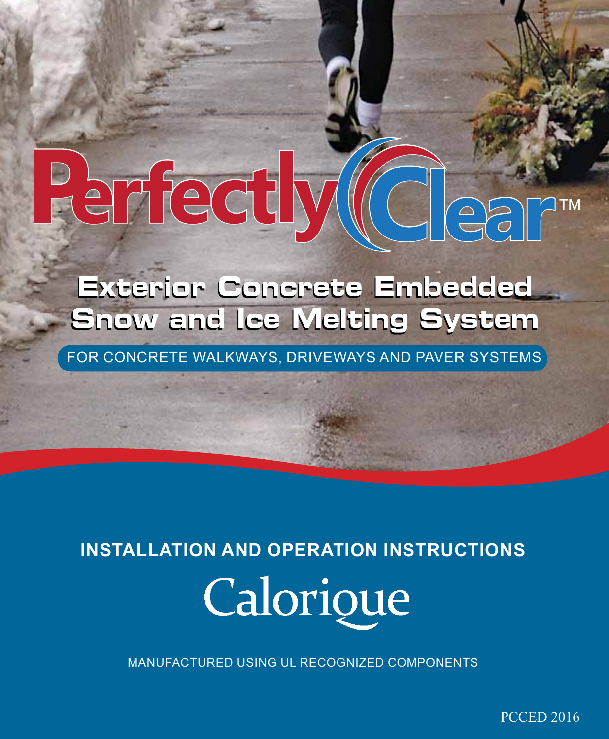# PerfectlyClear™

## Exterior Concrete Embedded Snow and Ice Melting System

FOR CONCRETE WALKWAYS, DRIVEWAYS AND PAVER SYSTEMS

**INSTALLATION AND OPERATION INSTRUCTIONS**

Calorique

MANUFACTURED USING UL RECOGNIZED COMPONENTS

PCCED 2016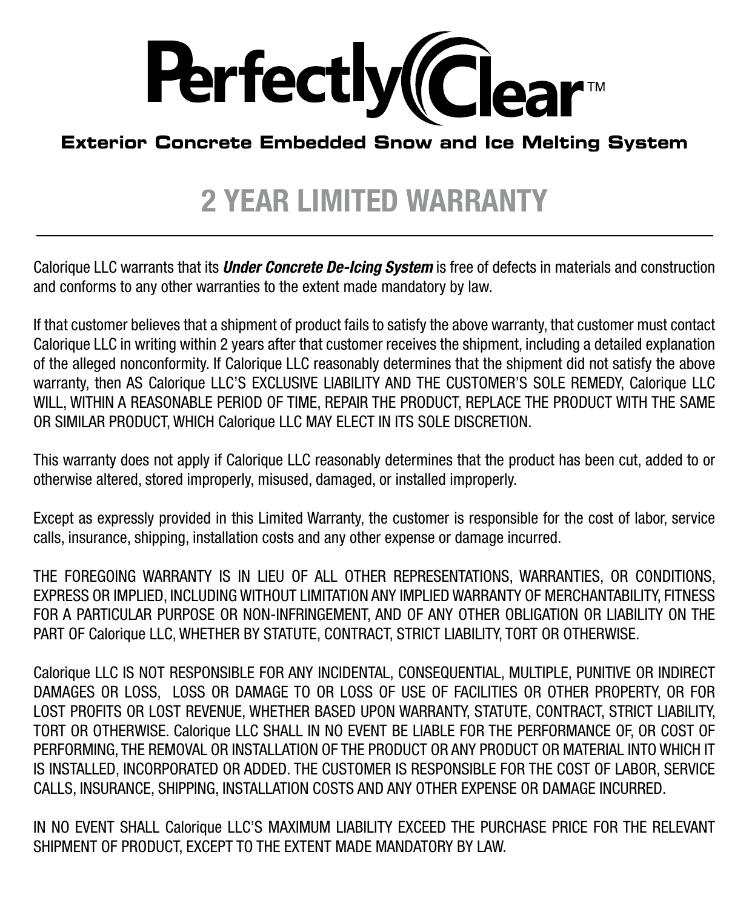# Perfectly Clear™

**Exterior Concrete Embedded Snow and Ice Melting System**

## 2 YEAR LIMITED WARRANTY

---

Calorique LLC warrants that its ***Under Concrete De-Icing System*** is free of defects in materials and construction and conforms to any other warranties to the extent made mandatory by law.

If that customer believes that a shipment of product fails to satisfy the above warranty, that customer must contact Calorique LLC in writing within 2 years after that customer receives the shipment, including a detailed explanation of the alleged nonconformity. If Calorique LLC reasonably determines that the shipment did not satisfy the above warranty, then AS Calorique LLC'S EXCLUSIVE LIABILITY AND THE CUSTOMER'S SOLE REMEDY, Calorique LLC WILL, WITHIN A REASONABLE PERIOD OF TIME, REPAIR THE PRODUCT, REPLACE THE PRODUCT WITH THE SAME OR SIMILAR PRODUCT, WHICH Calorique LLC MAY ELECT IN ITS SOLE DISCRETION.

This warranty does not apply if Calorique LLC reasonably determines that the product has been cut, added to or otherwise altered, stored improperly, misused, damaged, or installed improperly.

Except as expressly provided in this Limited Warranty, the customer is responsible for the cost of labor, service calls, insurance, shipping, installation costs and any other expense or damage incurred.

THE FOREGOING WARRANTY IS IN LIEU OF ALL OTHER REPRESENTATIONS, WARRANTIES, OR CONDITIONS, EXPRESS OR IMPLIED, INCLUDING WITHOUT LIMITATION ANY IMPLIED WARRANTY OF MERCHANTABILITY, FITNESS FOR A PARTICULAR PURPOSE OR NON-INFRINGEMENT, AND OF ANY OTHER OBLIGATION OR LIABILITY ON THE PART OF Calorique LLC, WHETHER BY STATUTE, CONTRACT, STRICT LIABILITY, TORT OR OTHERWISE.

Calorique LLC IS NOT RESPONSIBLE FOR ANY INCIDENTAL, CONSEQUENTIAL, MULTIPLE, PUNITIVE OR INDIRECT DAMAGES OR LOSS, LOSS OR DAMAGE TO OR LOSS OF USE OF FACILITIES OR OTHER PROPERTY, OR FOR LOST PROFITS OR LOST REVENUE, WHETHER BASED UPON WARRANTY, STATUTE, CONTRACT, STRICT LIABILITY, TORT OR OTHERWISE. Calorique LLC SHALL IN NO EVENT BE LIABLE FOR THE PERFORMANCE OF, OR COST OF PERFORMING, THE REMOVAL OR INSTALLATION OF THE PRODUCT OR ANY PRODUCT OR MATERIAL INTO WHICH IT IS INSTALLED, INCORPORATED OR ADDED. THE CUSTOMER IS RESPONSIBLE FOR THE COST OF LABOR, SERVICE CALLS, INSURANCE, SHIPPING, INSTALLATION COSTS AND ANY OTHER EXPENSE OR DAMAGE INCURRED.

IN NO EVENT SHALL Calorique LLC'S MAXIMUM LIABILITY EXCEED THE PURCHASE PRICE FOR THE RELEVANT SHIPMENT OF PRODUCT, EXCEPT TO THE EXTENT MADE MANDATORY BY LAW.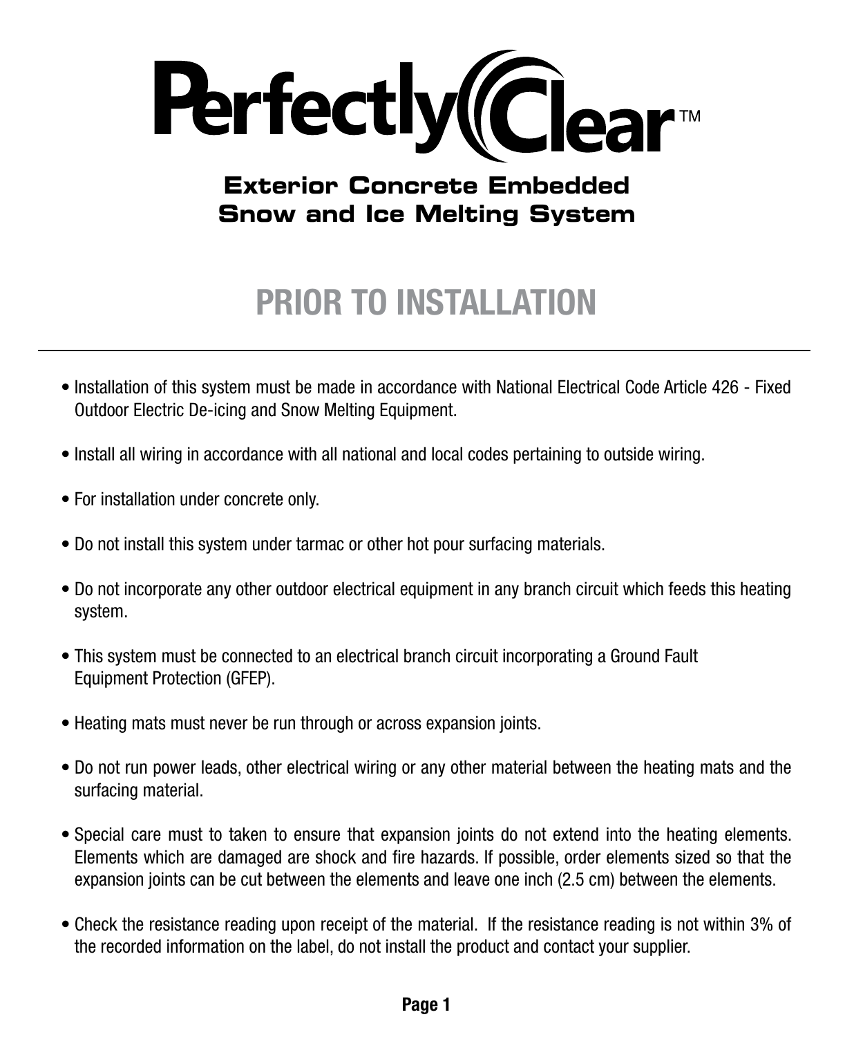# PerfectlyClear™

## Exterior Concrete Embedded Snow and Ice Melting System

## PRIOR TO INSTALLATION

---

- Installation of this system must be made in accordance with National Electrical Code Article 426 - Fixed Outdoor Electric De-icing and Snow Melting Equipment.
- Install all wiring in accordance with all national and local codes pertaining to outside wiring.
- For installation under concrete only.
- Do not install this system under tarmac or other hot pour surfacing materials.
- Do not incorporate any other outdoor electrical equipment in any branch circuit which feeds this heating system.
- This system must be connected to an electrical branch circuit incorporating a Ground Fault Equipment Protection (GFEP).
- Heating mats must never be run through or across expansion joints.
- Do not run power leads, other electrical wiring or any other material between the heating mats and the surfacing material.
- Special care must to taken to ensure that expansion joints do not extend into the heating elements. Elements which are damaged are shock and fire hazards. If possible, order elements sized so that the expansion joints can be cut between the elements and leave one inch (2.5 cm) between the elements.
- Check the resistance reading upon receipt of the material. If the resistance reading is not within 3% of the recorded information on the label, do not install the product and contact your supplier.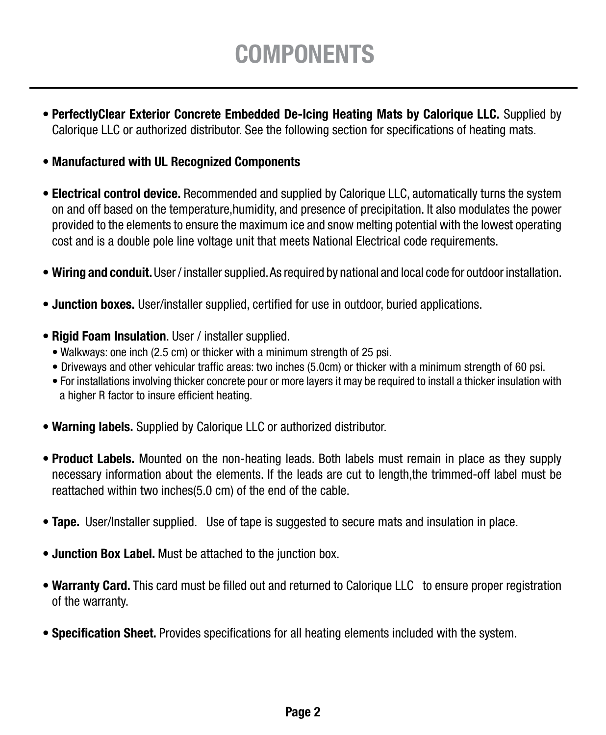# COMPONENTS

- **PerfectlyClear Exterior Concrete Embedded De-Icing Heating Mats by Calorique LLC.** Supplied by Calorique LLC or authorized distributor. See the following section for specifications of heating mats.

- **Manufactured with UL Recognized Components**

- **Electrical control device.** Recommended and supplied by Calorique LLC, automatically turns the system on and off based on the temperature,humidity, and presence of precipitation. It also modulates the power provided to the elements to ensure the maximum ice and snow melting potential with the lowest operating cost and is a double pole line voltage unit that meets National Electrical code requirements.

- **Wiring and conduit.** User / installer supplied. As required by national and local code for outdoor installation.

- **Junction boxes.** User/installer supplied, certified for use in outdoor, buried applications.

- **Rigid Foam Insulation**. User / installer supplied.
  - Walkways: one inch (2.5 cm) or thicker with a minimum strength of 25 psi.
  - Driveways and other vehicular traffic areas: two inches (5.0cm) or thicker with a minimum strength of 60 psi.
  - For installations involving thicker concrete pour or more layers it may be required to install a thicker insulation with a higher R factor to insure efficient heating.

- **Warning labels.** Supplied by Calorique LLC or authorized distributor.

- **Product Labels.** Mounted on the non-heating leads. Both labels must remain in place as they supply necessary information about the elements. If the leads are cut to length,the trimmed-off label must be reattached within two inches(5.0 cm) of the end of the cable.

- **Tape.** User/Installer supplied. Use of tape is suggested to secure mats and insulation in place.

- **Junction Box Label.** Must be attached to the junction box.

- **Warranty Card.** This card must be filled out and returned to Calorique LLC to ensure proper registration of the warranty.

- **Specification Sheet.** Provides specifications for all heating elements included with the system.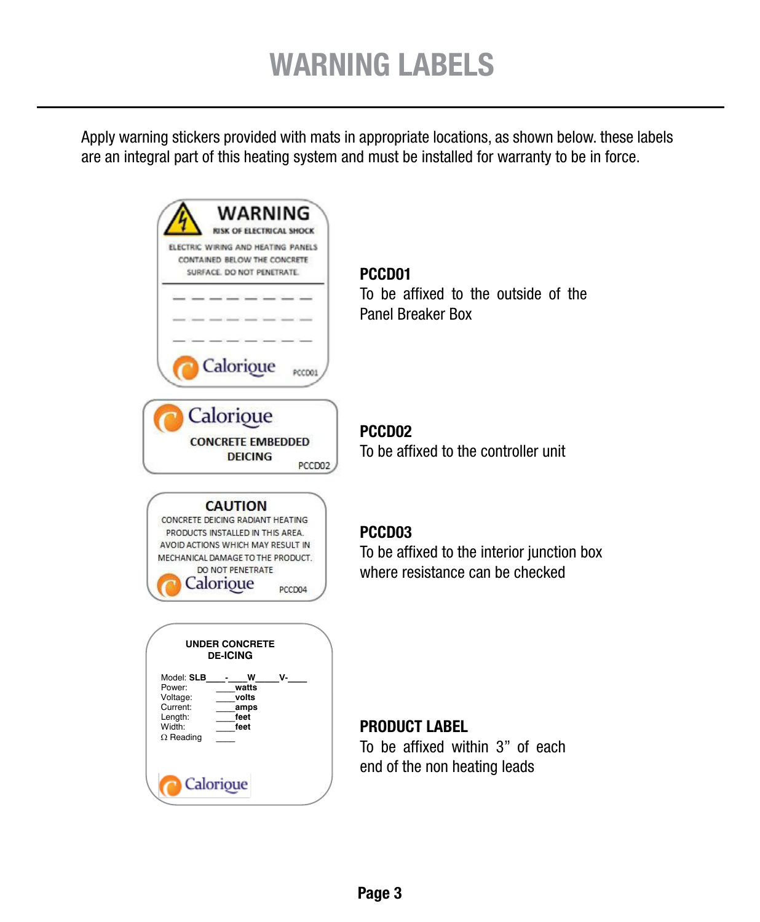# WARNING LABELS

Apply warning stickers provided with mats in appropriate locations, as shown below. these labels are an integral part of this heating system and must be installed for warranty to be in force.

**WARNING**
RISK OF ELECTRICAL SHOCK
ELECTRIC WIRING AND HEATING PANELS CONTAINED BELOW THE CONCRETE SURFACE. DO NOT PENETRATE.
Calorique PCCD01

**PCCD01**
To be affixed to the outside of the Panel Breaker Box

Calorique
CONCRETE EMBEDDED DEICING
PCCD02

**PCCD02**
To be affixed to the controller unit

**CAUTION**
CONCRETE DEICING RADIANT HEATING PRODUCTS INSTALLED IN THIS AREA. AVOID ACTIONS WHICH MAY RESULT IN MECHANICAL DAMAGE TO THE PRODUCT. DO NOT PENETRATE
Calorique PCCD04

**PCCD03**
To be affixed to the interior junction box where resistance can be checked

**UNDER CONCRETE DE-ICING**

Model: **SLB**\_\_\_\_-\_\_\_\_**W**\_\_\_\_**V-**\_\_\_\_
Power: \_\_\_\_**watts**
Voltage: \_\_\_\_**volts**
Current: \_\_\_\_**amps**
Length: \_\_\_\_**feet**
Width: \_\_\_\_**feet**
Ω Reading \_\_\_\_

Calorique

**PRODUCT LABEL**
To be affixed within 3" of each end of the non heating leads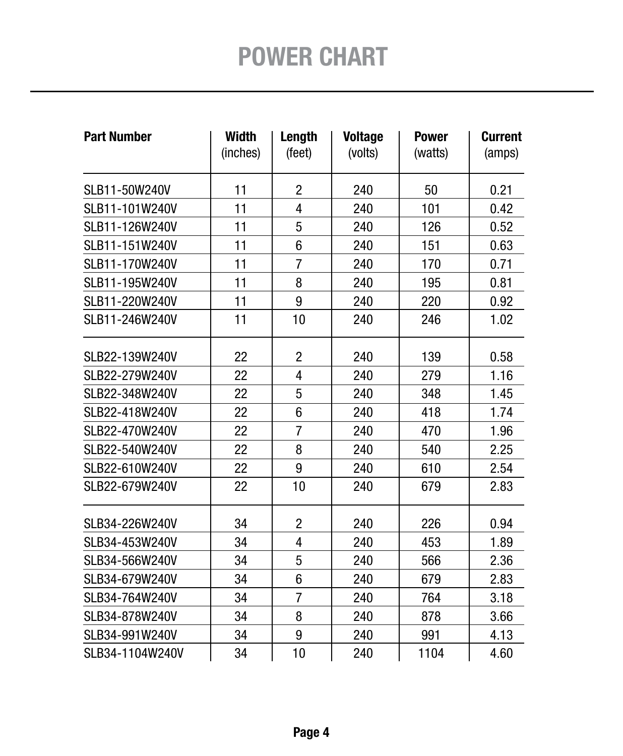# POWER CHART

| Part Number | Width (inches) | Length (feet) | Voltage (volts) | Power (watts) | Current (amps) |
|---|---|---|---|---|---|
| SLB11-50W240V | 11 | 2 | 240 | 50 | 0.21 |
| SLB11-101W240V | 11 | 4 | 240 | 101 | 0.42 |
| SLB11-126W240V | 11 | 5 | 240 | 126 | 0.52 |
| SLB11-151W240V | 11 | 6 | 240 | 151 | 0.63 |
| SLB11-170W240V | 11 | 7 | 240 | 170 | 0.71 |
| SLB11-195W240V | 11 | 8 | 240 | 195 | 0.81 |
| SLB11-220W240V | 11 | 9 | 240 | 220 | 0.92 |
| SLB11-246W240V | 11 | 10 | 240 | 246 | 1.02 |
| SLB22-139W240V | 22 | 2 | 240 | 139 | 0.58 |
| SLB22-279W240V | 22 | 4 | 240 | 279 | 1.16 |
| SLB22-348W240V | 22 | 5 | 240 | 348 | 1.45 |
| SLB22-418W240V | 22 | 6 | 240 | 418 | 1.74 |
| SLB22-470W240V | 22 | 7 | 240 | 470 | 1.96 |
| SLB22-540W240V | 22 | 8 | 240 | 540 | 2.25 |
| SLB22-610W240V | 22 | 9 | 240 | 610 | 2.54 |
| SLB22-679W240V | 22 | 10 | 240 | 679 | 2.83 |
| SLB34-226W240V | 34 | 2 | 240 | 226 | 0.94 |
| SLB34-453W240V | 34 | 4 | 240 | 453 | 1.89 |
| SLB34-566W240V | 34 | 5 | 240 | 566 | 2.36 |
| SLB34-679W240V | 34 | 6 | 240 | 679 | 2.83 |
| SLB34-764W240V | 34 | 7 | 240 | 764 | 3.18 |
| SLB34-878W240V | 34 | 8 | 240 | 878 | 3.66 |
| SLB34-991W240V | 34 | 9 | 240 | 991 | 4.13 |
| SLB34-1104W240V | 34 | 10 | 240 | 1104 | 4.60 |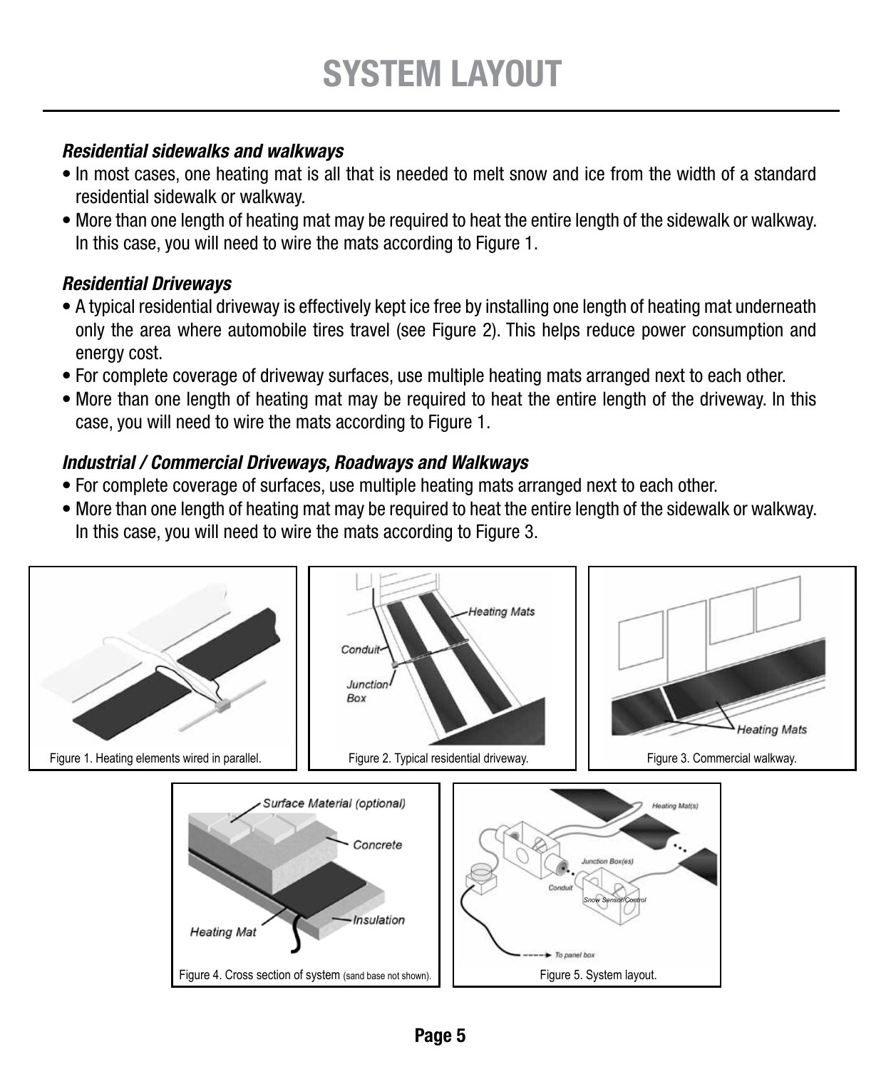# SYSTEM LAYOUT

***Residential sidewalks and walkways***

- In most cases, one heating mat is all that is needed to melt snow and ice from the width of a standard residential sidewalk or walkway.
- More than one length of heating mat may be required to heat the entire length of the sidewalk or walkway. In this case, you will need to wire the mats according to Figure 1.

***Residential Driveways***

- A typical residential driveway is effectively kept ice free by installing one length of heating mat underneath only the area where automobile tires travel (see Figure 2). This helps reduce power consumption and energy cost.
- For complete coverage of driveway surfaces, use multiple heating mats arranged next to each other.
- More than one length of heating mat may be required to heat the entire length of the driveway. In this case, you will need to wire the mats according to Figure 1.

***Industrial / Commercial Driveways, Roadways and Walkways***

- For complete coverage of surfaces, use multiple heating mats arranged next to each other.
- More than one length of heating mat may be required to heat the entire length of the sidewalk or walkway. In this case, you will need to wire the mats according to Figure 3.

Figure 1. Heating elements wired in parallel.

Figure 2. Typical residential driveway.

Figure 3. Commercial walkway.

Figure 4. Cross section of system (sand base not shown).

Figure 5. System layout.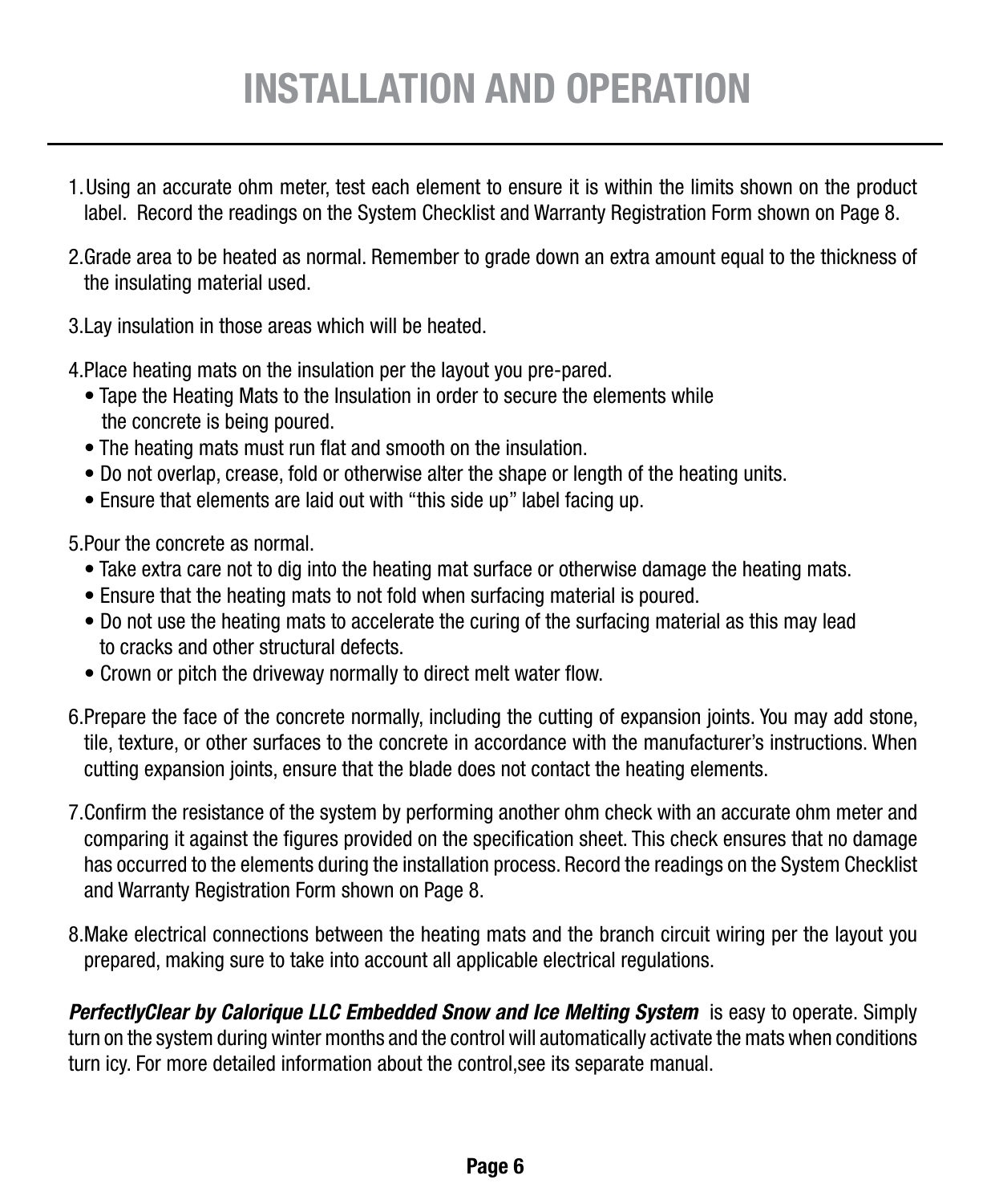# INSTALLATION AND OPERATION

1. Using an accurate ohm meter, test each element to ensure it is within the limits shown on the product label. Record the readings on the System Checklist and Warranty Registration Form shown on Page 8.

2. Grade area to be heated as normal. Remember to grade down an extra amount equal to the thickness of the insulating material used.

3. Lay insulation in those areas which will be heated.

4. Place heating mats on the insulation per the layout you pre-pared.
   - Tape the Heating Mats to the Insulation in order to secure the elements while the concrete is being poured.
   - The heating mats must run flat and smooth on the insulation.
   - Do not overlap, crease, fold or otherwise alter the shape or length of the heating units.
   - Ensure that elements are laid out with “this side up” label facing up.

5. Pour the concrete as normal.
   - Take extra care not to dig into the heating mat surface or otherwise damage the heating mats.
   - Ensure that the heating mats to not fold when surfacing material is poured.
   - Do not use the heating mats to accelerate the curing of the surfacing material as this may lead to cracks and other structural defects.
   - Crown or pitch the driveway normally to direct melt water flow.

6. Prepare the face of the concrete normally, including the cutting of expansion joints. You may add stone, tile, texture, or other surfaces to the concrete in accordance with the manufacturer’s instructions. When cutting expansion joints, ensure that the blade does not contact the heating elements.

7. Confirm the resistance of the system by performing another ohm check with an accurate ohm meter and comparing it against the figures provided on the specification sheet. This check ensures that no damage has occurred to the elements during the installation process. Record the readings on the System Checklist and Warranty Registration Form shown on Page 8.

8. Make electrical connections between the heating mats and the branch circuit wiring per the layout you prepared, making sure to take into account all applicable electrical regulations.

***PerfectlyClear by Calorique LLC Embedded Snow and Ice Melting System*** is easy to operate. Simply turn on the system during winter months and the control will automatically activate the mats when conditions turn icy. For more detailed information about the control,see its separate manual.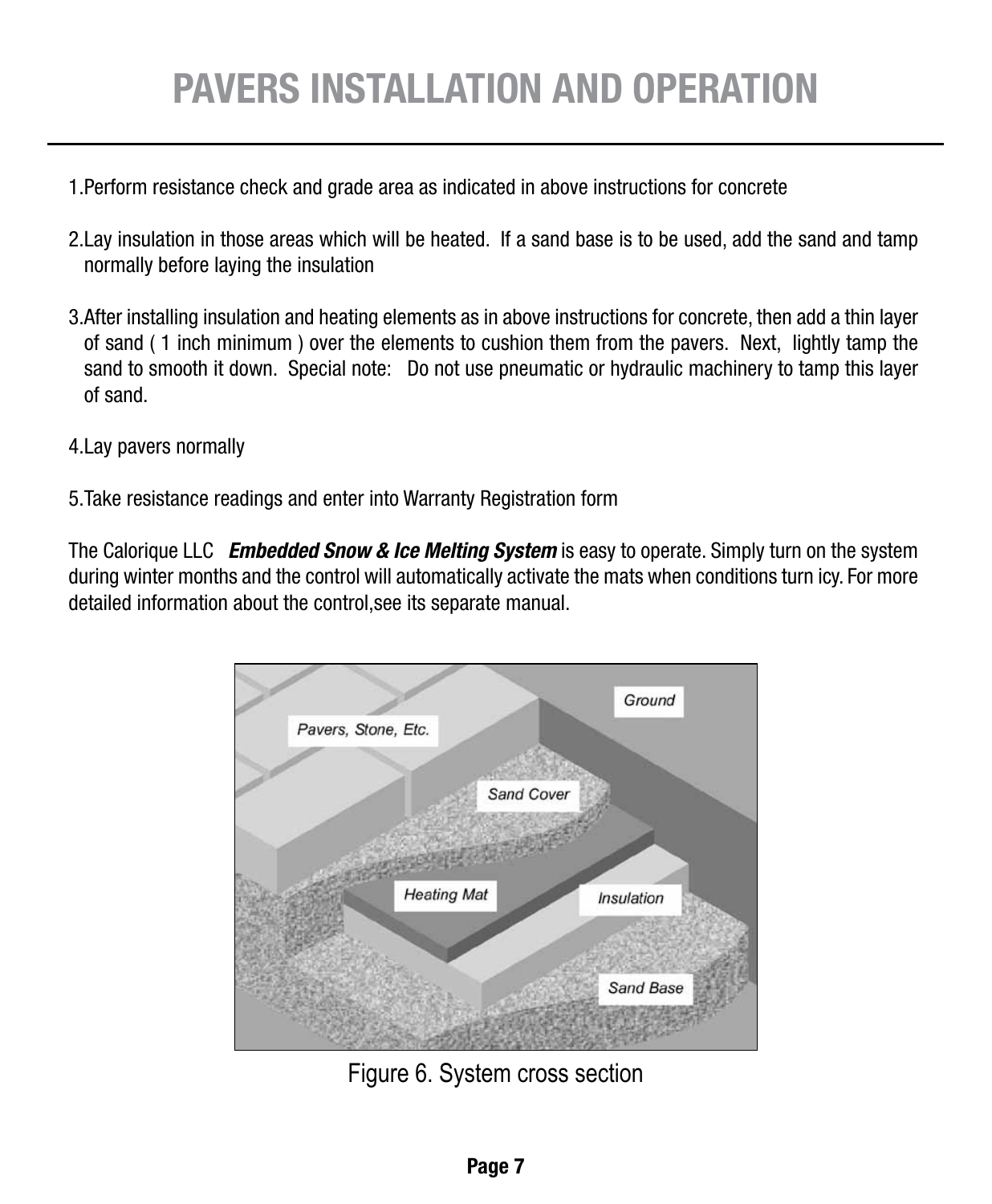# PAVERS INSTALLATION AND OPERATION

1. Perform resistance check and grade area as indicated in above instructions for concrete

2. Lay insulation in those areas which will be heated. If a sand base is to be used, add the sand and tamp normally before laying the insulation

3. After installing insulation and heating elements as in above instructions for concrete, then add a thin layer of sand ( 1 inch minimum ) over the elements to cushion them from the pavers. Next, lightly tamp the sand to smooth it down. Special note: Do not use pneumatic or hydraulic machinery to tamp this layer of sand.

4. Lay pavers normally

5. Take resistance readings and enter into Warranty Registration form

The Calorique LLC ***Embedded Snow & Ice Melting System*** is easy to operate. Simply turn on the system during winter months and the control will automatically activate the mats when conditions turn icy. For more detailed information about the control,see its separate manual.

Figure 6. System cross section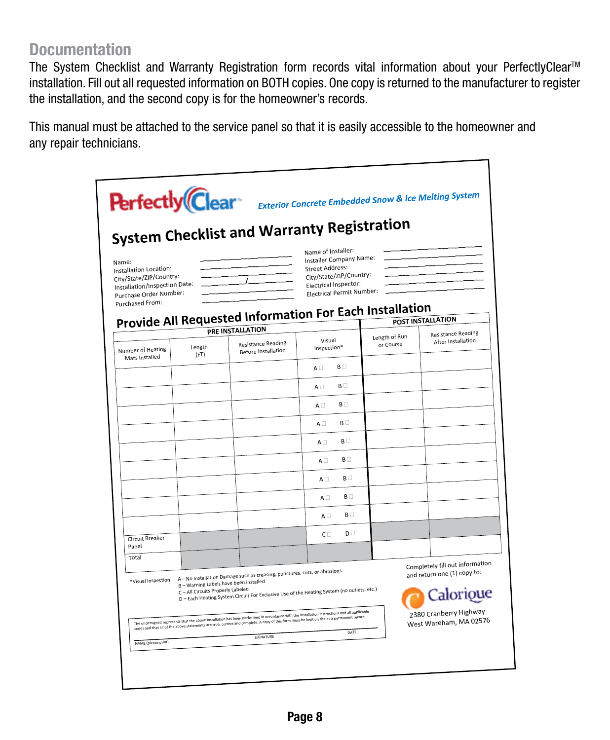## Documentation

The System Checklist and Warranty Registration form records vital information about your PerfectlyClear™ installation. Fill out all requested information on BOTH copies. One copy is returned to the manufacturer to register the installation, and the second copy is for the homeowner's records.

This manual must be attached to the service panel so that it is easily accessible to the homeowner and any repair technicians.

**PerfectlyClear™** *Exterior Concrete Embedded Snow & Ice Melting System*

# System Checklist and Warranty Registration

Name: ____________________
Installation Location: ____________________
City/State/ZIP/Country: ____________________
Installation/Inspection Date: ________/________
Purchase Order Number: ____________________
Purchased From: ____________________

Name of Installer: ____________________
Installer Company Name: ____________________
Street Address: ____________________
City/State/ZIP/Country: ____________________
Electrical Inspector: ____________________
Electrical Permit Number: ____________________

## Provide All Requested Information For Each Installation

| PRE INSTALLATION | | | | POST INSTALLATION | |
|---|---|---|---|---|---|
| Number of Heating Mats Installed | Length (FT) | Resistance Reading Before Installation | Visual Inspection* | Length of Run or Course | Resistance Reading After Installation |
| | | | A ☐ B ☐ | | |
| | | | A ☐ B ☐ | | |
| | | | A ☐ B ☐ | | |
| | | | A ☐ B ☐ | | |
| | | | A ☐ B ☐ | | |
| | | | A ☐ B ☐ | | |
| | | | A ☐ B ☐ | | |
| | | | A ☐ B ☐ | | |
| | | | A ☐ B ☐ | | |
| Circuit Breaker Panel | | | C ☐ D ☐ | | |
| Total | | | | | |

*Visual Inspection:
A – No Installation Damage such as creasing, punctures, cuts, or abrasions.
B – Warning Labels have been installed
C – All Circuits Properly Labeled
D – Each Heating System Circuit For Exclusive Use of the Heating System (no outlets, etc.)

The undersigned represents that the above installation has been performed in accordance with the installation instructions and all applicable codes and that all of the above statements are true, correct and complete. A copy of this form must be kept on site as a permanent record.

NAME (please print) ____________ SIGNATURE ____________ DATE ____________

Completely fill out information and return one (1) copy to:

Calorique
2380 Cranberry Highway
West Wareham, MA 02576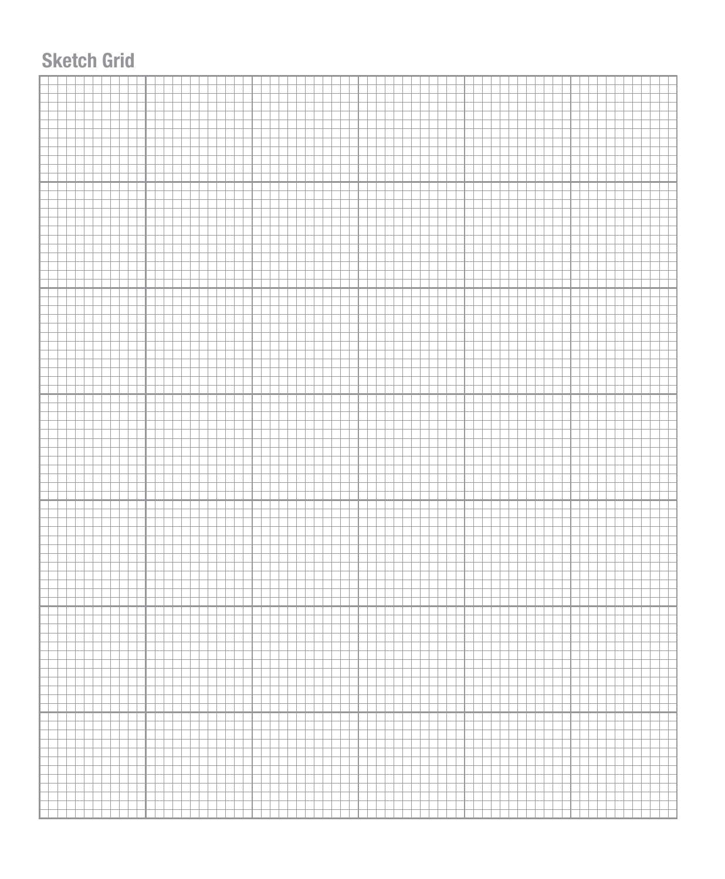## Sketch Grid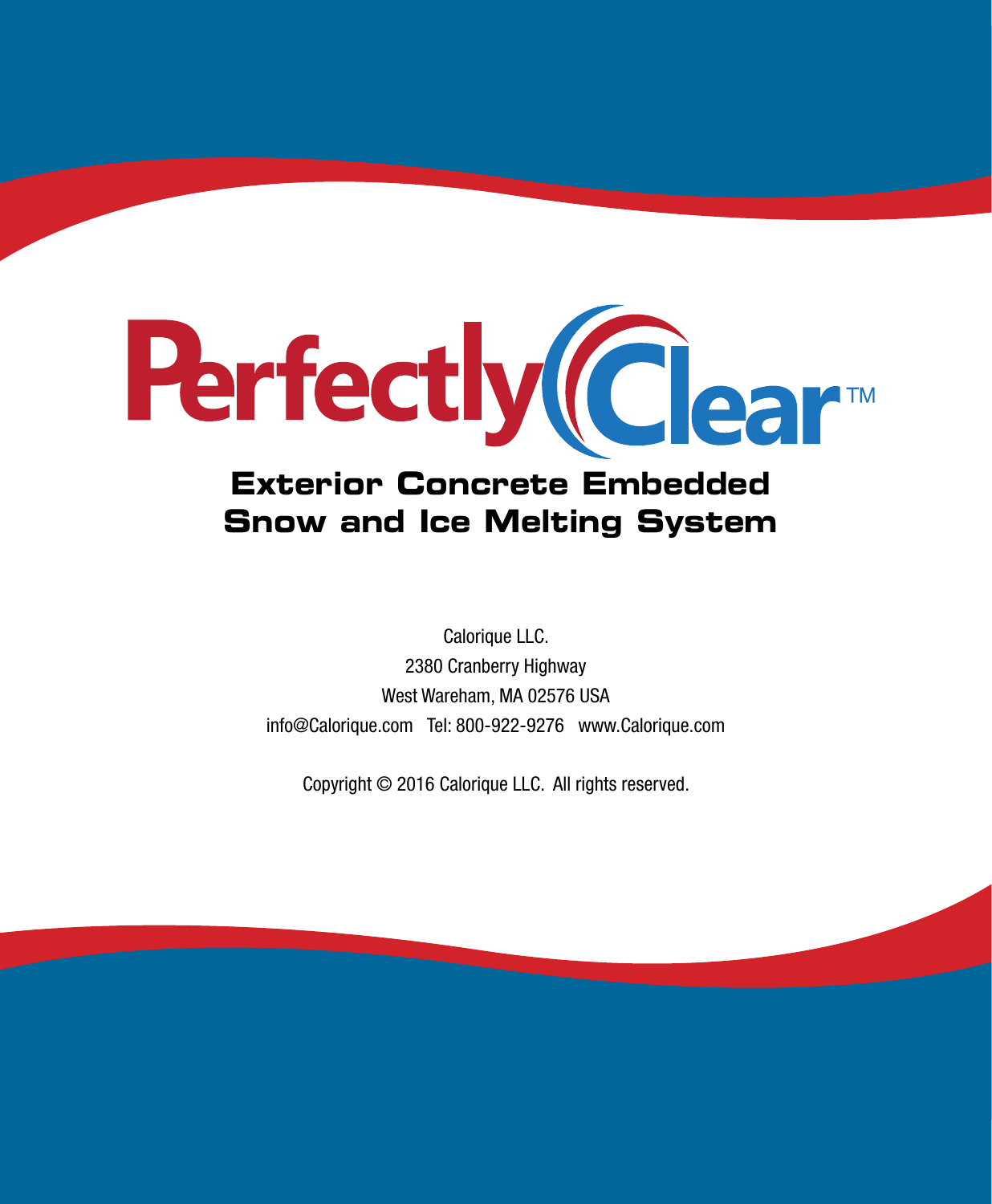# PerfectlyClear™

## Exterior Concrete Embedded Snow and Ice Melting System

Calorique LLC.
2380 Cranberry Highway
West Wareham, MA 02576 USA
info@Calorique.com   Tel: 800-922-9276   www.Calorique.com

Copyright © 2016 Calorique LLC.  All rights reserved.